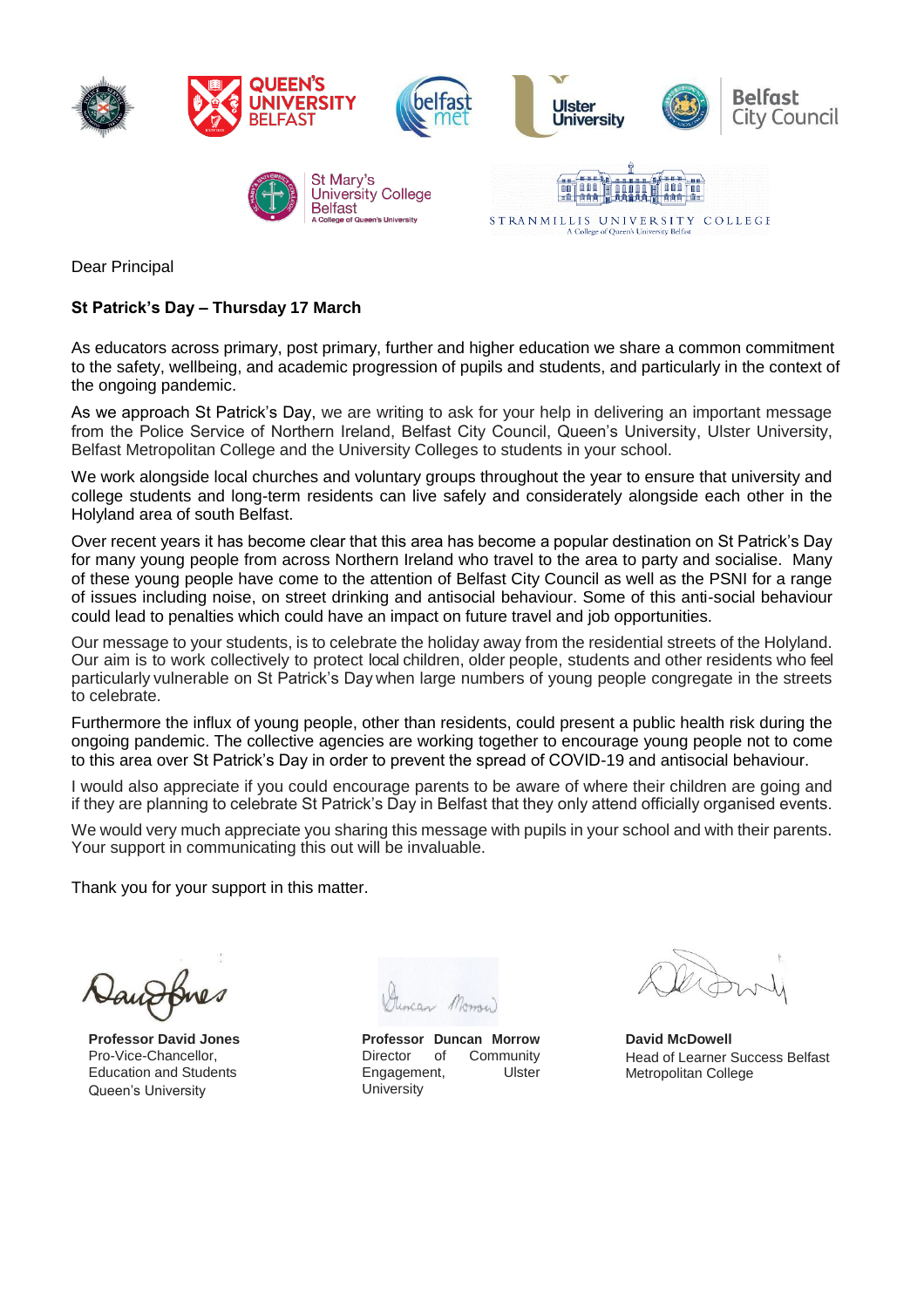Dear Principal

**St Patrick's Day – Thursday 17 March**

As educators across primary, post primary, further and higher education we share a common commitment to the safety, wellbeing, and academic progression of pupils and students, and particularly in the context of the ongoing pandemic.

As we approach St Patrick's Day, we are writing to ask for your help in delivering an important message from the Police Service of Northern Ireland, Belfast City Council, Queen's University, Ulster University, Belfast Metropolitan College and the University Colleges to students in your school.

We work alongside local churches and voluntary groups throughout the year to ensure that university and college students and long-term residents can live safely and considerately alongside each other in the Holyland area of south Belfast.

Over recent years it has become clear that this area has become a popular destination on St Patrick's Day for many young people from across Northern Ireland who travel to the area to party and socialise. Many of these young people have come to the attention of Belfast City Council as well as the PSNI for a range of issues including noise, on street drinking and antisocial behaviour. Some of this anti-social behaviour could lead to penalties which could have an impact on future travel and job opportunities.

Our message to your students, is to celebrate the holiday away from the residential streets of the Holyland. Our aim is to work collectively to protect local children, older people, students and other residents who feel particularly vulnerable on St Patrick's Day when large numbers of young people congregate in the streets to celebrate.

Furthermore the influx of young people, other than residents, could present a public health risk during the ongoing pandemic. The collective agencies are working together to encourage young people not to come to this area over St Patrick's Day in order to prevent the spread of COVID-19 and antisocial behaviour.

I would also appreciate if you could encourage parents to be aware of where their children are going and if they are planning to celebrate St Patrick's Day in Belfast that they only attend officially organised events.

We would very much appreciate you sharing this message with pupils in your school and with their parents. Your support in communicating this out will be invaluable.

Thank you for your support in this matter.

**Professor David Jones**
Pro-Vice-Chancellor,
Education and Students
Queen's University

**Professor Duncan Morrow**
Director of Community Engagement, Ulster University

**David McDowell**
Head of Learner Success Belfast Metropolitan College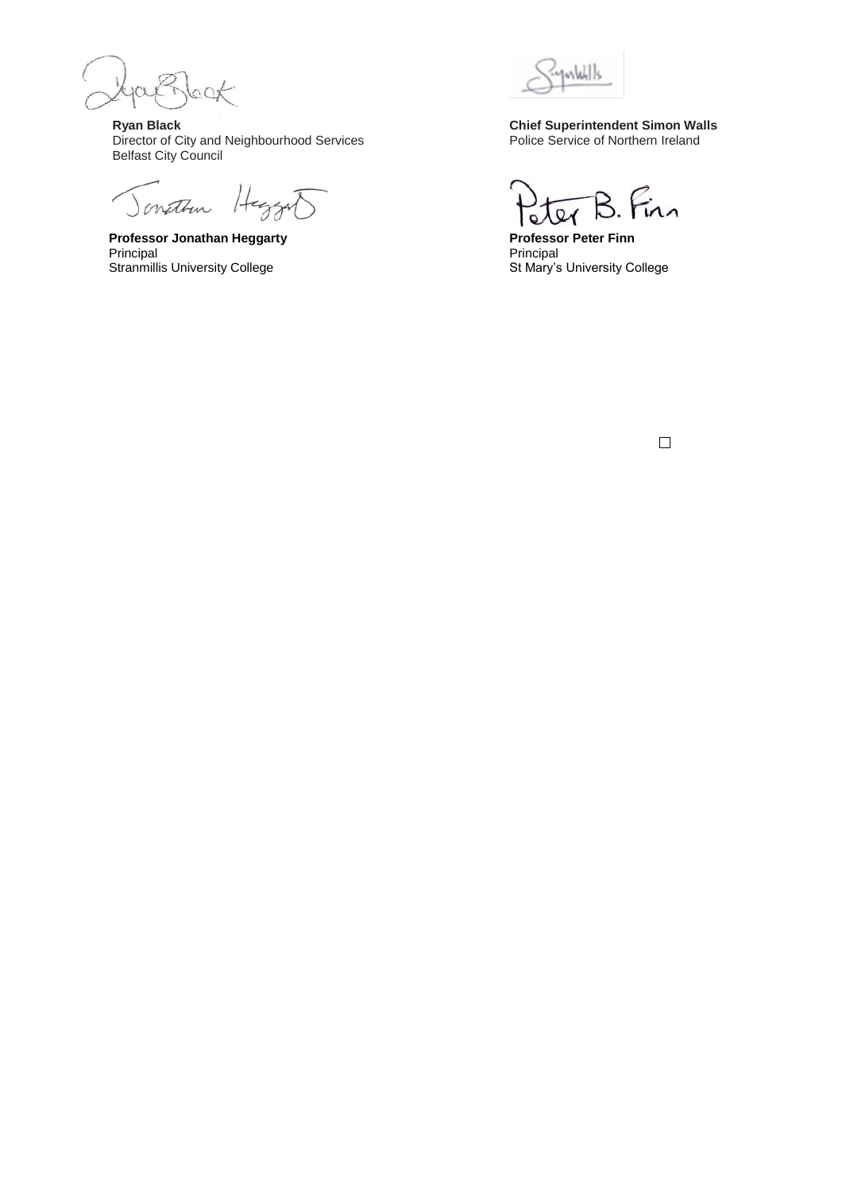**Ryan Black**
Director of City and Neighbourhood Services
Belfast City Council

**Chief Superintendent Simon Walls**
Police Service of Northern Ireland

**Professor Jonathan Heggarty**
Principal
Stranmillis University College

**Professor Peter Finn**
Principal
St Mary's University College